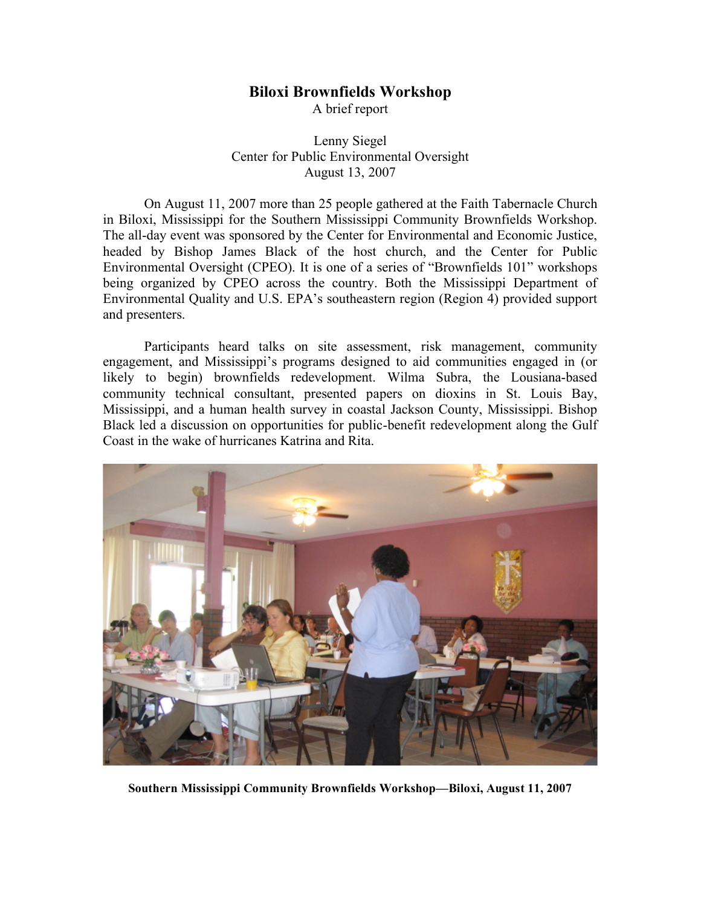# Biloxi Brownfields Workshop

A brief report

Lenny Siegel
Center for Public Environmental Oversight
August 13, 2007

On August 11, 2007 more than 25 people gathered at the Faith Tabernacle Church in Biloxi, Mississippi for the Southern Mississippi Community Brownfields Workshop. The all-day event was sponsored by the Center for Environmental and Economic Justice, headed by Bishop James Black of the host church, and the Center for Public Environmental Oversight (CPEO). It is one of a series of "Brownfields 101" workshops being organized by CPEO across the country. Both the Mississippi Department of Environmental Quality and U.S. EPA's southeastern region (Region 4) provided support and presenters.

Participants heard talks on site assessment, risk management, community engagement, and Mississippi's programs designed to aid communities engaged in (or likely to begin) brownfields redevelopment. Wilma Subra, the Lousiana-based community technical consultant, presented papers on dioxins in St. Louis Bay, Mississippi, and a human health survey in coastal Jackson County, Mississippi. Bishop Black led a discussion on opportunities for public-benefit redevelopment along the Gulf Coast in the wake of hurricanes Katrina and Rita.

**Southern Mississippi Community Brownfields Workshop—Biloxi, August 11, 2007**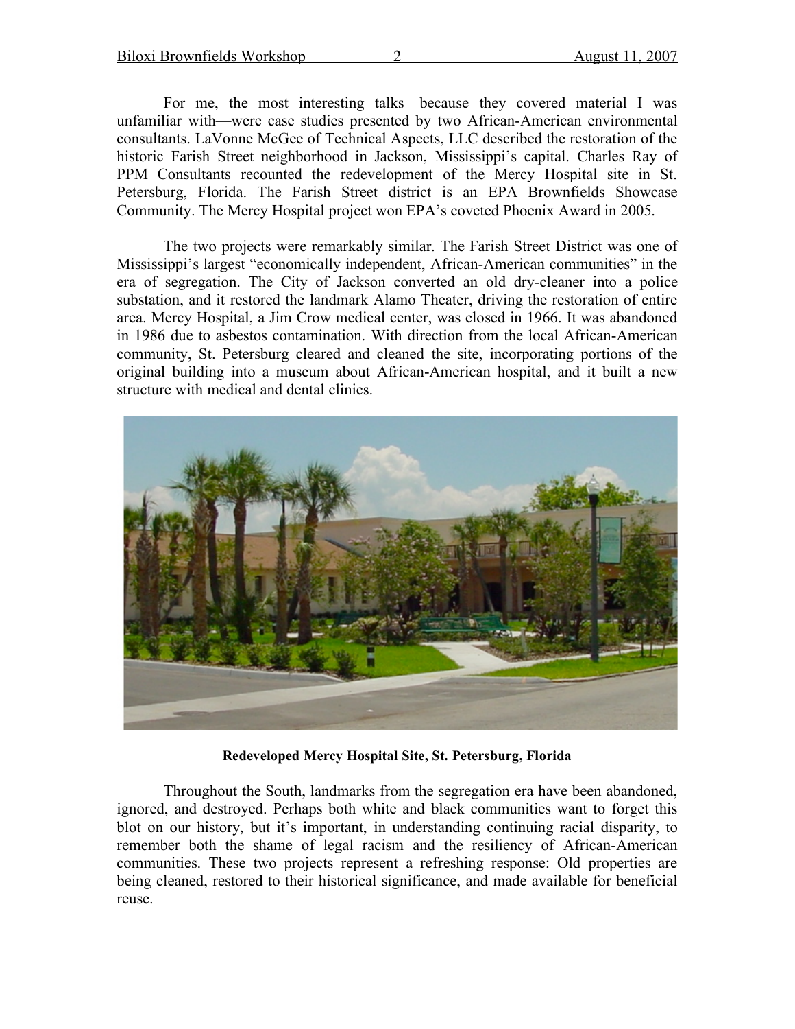For me, the most interesting talks—because they covered material I was unfamiliar with—were case studies presented by two African-American environmental consultants. LaVonne McGee of Technical Aspects, LLC described the restoration of the historic Farish Street neighborhood in Jackson, Mississippi's capital. Charles Ray of PPM Consultants recounted the redevelopment of the Mercy Hospital site in St. Petersburg, Florida. The Farish Street district is an EPA Brownfields Showcase Community. The Mercy Hospital project won EPA's coveted Phoenix Award in 2005.

The two projects were remarkably similar. The Farish Street District was one of Mississippi's largest "economically independent, African-American communities" in the era of segregation. The City of Jackson converted an old dry-cleaner into a police substation, and it restored the landmark Alamo Theater, driving the restoration of entire area. Mercy Hospital, a Jim Crow medical center, was closed in 1966. It was abandoned in 1986 due to asbestos contamination. With direction from the local African-American community, St. Petersburg cleared and cleaned the site, incorporating portions of the original building into a museum about African-American hospital, and it built a new structure with medical and dental clinics.

**Redeveloped Mercy Hospital Site, St. Petersburg, Florida**

Throughout the South, landmarks from the segregation era have been abandoned, ignored, and destroyed. Perhaps both white and black communities want to forget this blot on our history, but it's important, in understanding continuing racial disparity, to remember both the shame of legal racism and the resiliency of African-American communities. These two projects represent a refreshing response: Old properties are being cleaned, restored to their historical significance, and made available for beneficial reuse.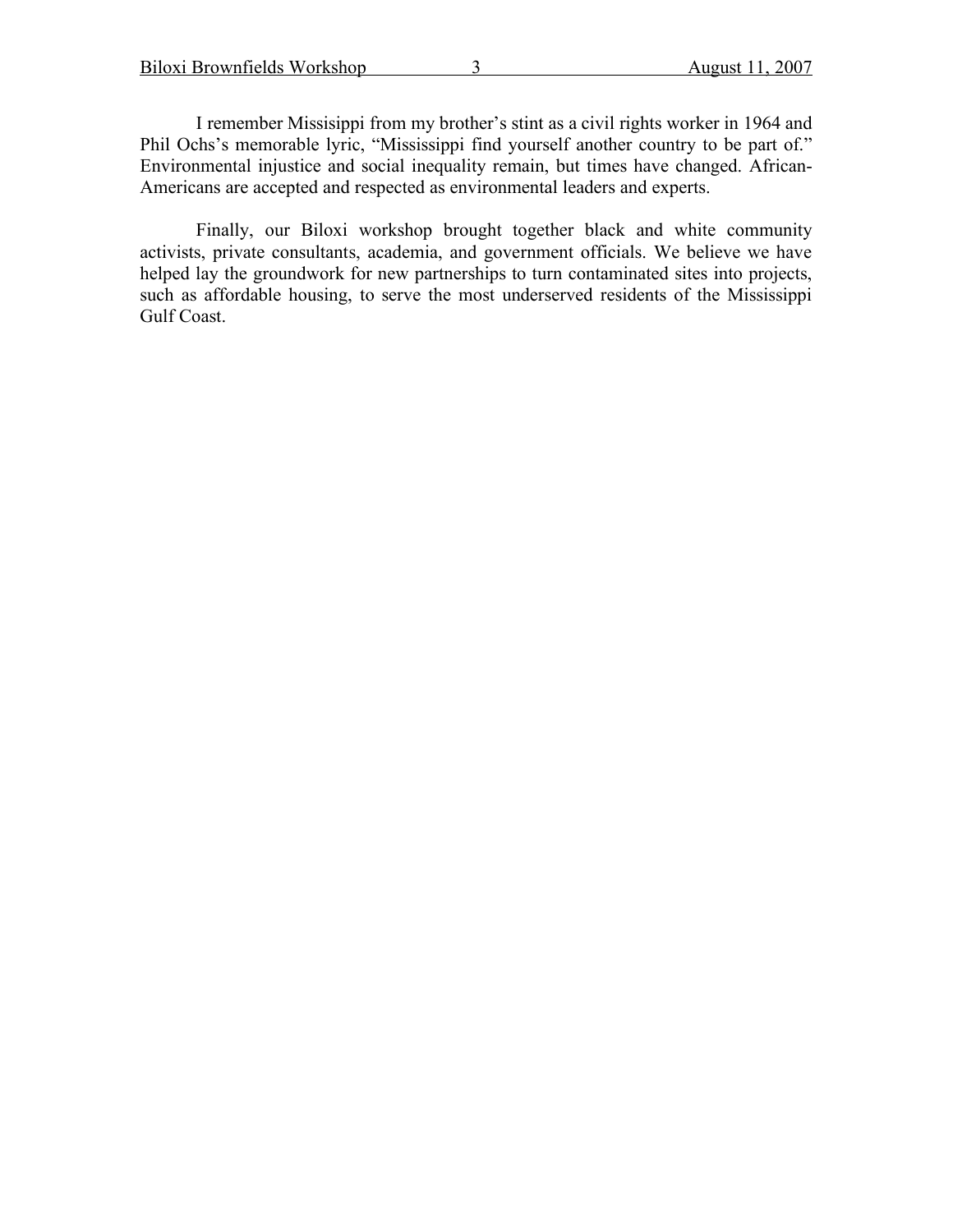I remember Missisippi from my brother's stint as a civil rights worker in 1964 and Phil Ochs's memorable lyric, "Mississippi find yourself another country to be part of." Environmental injustice and social inequality remain, but times have changed. African-Americans are accepted and respected as environmental leaders and experts.

Finally, our Biloxi workshop brought together black and white community activists, private consultants, academia, and government officials. We believe we have helped lay the groundwork for new partnerships to turn contaminated sites into projects, such as affordable housing, to serve the most underserved residents of the Mississippi Gulf Coast.